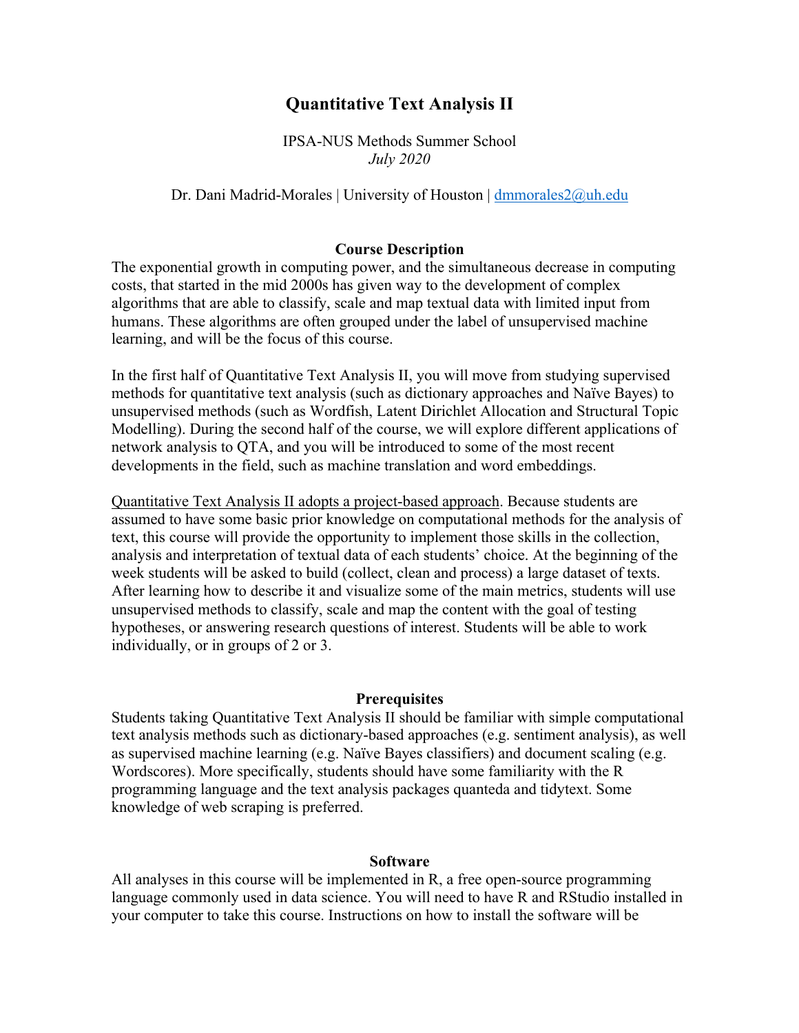# Quantitative Text Analysis II

IPSA-NUS Methods Summer School
*July 2020*

Dr. Dani Madrid-Morales | University of Houston | dmmorales2@uh.edu

## Course Description

The exponential growth in computing power, and the simultaneous decrease in computing costs, that started in the mid 2000s has given way to the development of complex algorithms that are able to classify, scale and map textual data with limited input from humans. These algorithms are often grouped under the label of unsupervised machine learning, and will be the focus of this course.

In the first half of Quantitative Text Analysis II, you will move from studying supervised methods for quantitative text analysis (such as dictionary approaches and Naïve Bayes) to unsupervised methods (such as Wordfish, Latent Dirichlet Allocation and Structural Topic Modelling). During the second half of the course, we will explore different applications of network analysis to QTA, and you will be introduced to some of the most recent developments in the field, such as machine translation and word embeddings.

<u>Quantitative Text Analysis II adopts a project-based approach</u>. Because students are assumed to have some basic prior knowledge on computational methods for the analysis of text, this course will provide the opportunity to implement those skills in the collection, analysis and interpretation of textual data of each students' choice. At the beginning of the week students will be asked to build (collect, clean and process) a large dataset of texts. After learning how to describe it and visualize some of the main metrics, students will use unsupervised methods to classify, scale and map the content with the goal of testing hypotheses, or answering research questions of interest. Students will be able to work individually, or in groups of 2 or 3.

## Prerequisites

Students taking Quantitative Text Analysis II should be familiar with simple computational text analysis methods such as dictionary-based approaches (e.g. sentiment analysis), as well as supervised machine learning (e.g. Naïve Bayes classifiers) and document scaling (e.g. Wordscores). More specifically, students should have some familiarity with the R programming language and the text analysis packages quanteda and tidytext. Some knowledge of web scraping is preferred.

## Software

All analyses in this course will be implemented in R, a free open-source programming language commonly used in data science. You will need to have R and RStudio installed in your computer to take this course. Instructions on how to install the software will be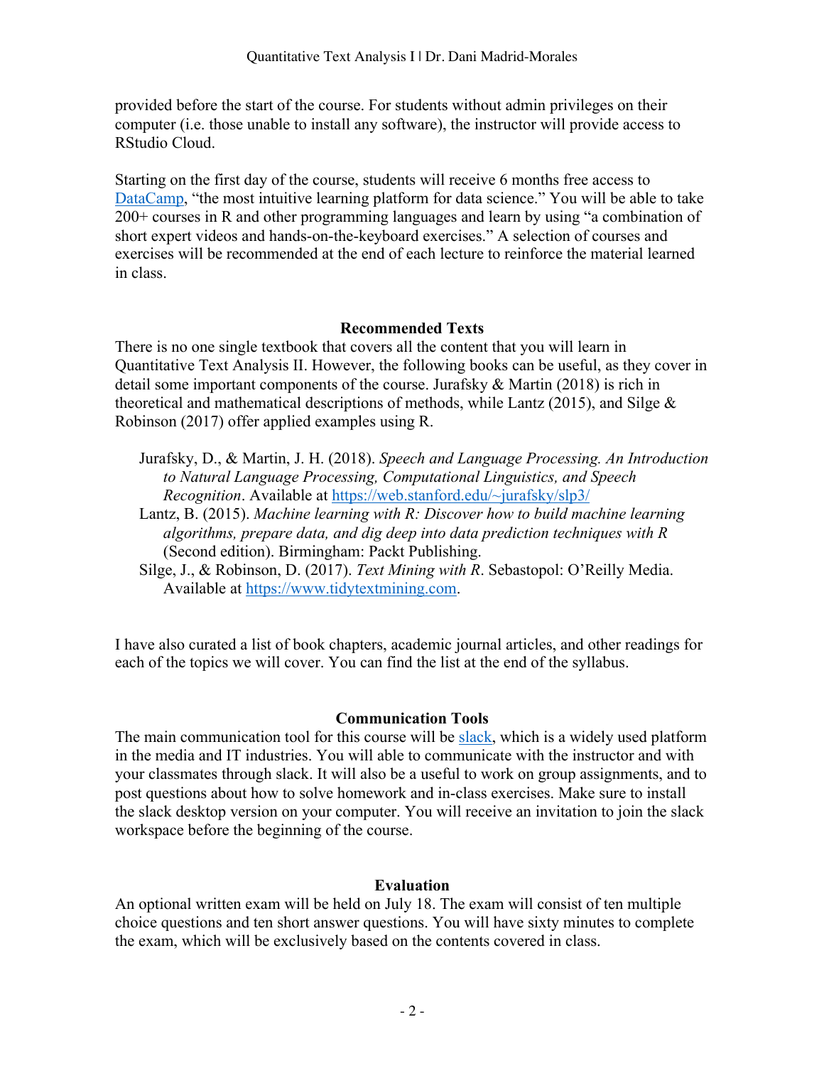provided before the start of the course. For students without admin privileges on their computer (i.e. those unable to install any software), the instructor will provide access to RStudio Cloud.

Starting on the first day of the course, students will receive 6 months free access to [DataCamp](), "the most intuitive learning platform for data science." You will be able to take 200+ courses in R and other programming languages and learn by using "a combination of short expert videos and hands-on-the-keyboard exercises." A selection of courses and exercises will be recommended at the end of each lecture to reinforce the material learned in class.

## Recommended Texts

There is no one single textbook that covers all the content that you will learn in Quantitative Text Analysis II. However, the following books can be useful, as they cover in detail some important components of the course. Jurafsky & Martin (2018) is rich in theoretical and mathematical descriptions of methods, while Lantz (2015), and Silge & Robinson (2017) offer applied examples using R.

Jurafsky, D., & Martin, J. H. (2018). *Speech and Language Processing. An Introduction to Natural Language Processing, Computational Linguistics, and Speech Recognition*. Available at https://web.stanford.edu/~jurafsky/slp3/

Lantz, B. (2015). *Machine learning with R: Discover how to build machine learning algorithms, prepare data, and dig deep into data prediction techniques with R* (Second edition). Birmingham: Packt Publishing.

Silge, J., & Robinson, D. (2017). *Text Mining with R*. Sebastopol: O'Reilly Media. Available at https://www.tidytextmining.com.

I have also curated a list of book chapters, academic journal articles, and other readings for each of the topics we will cover. You can find the list at the end of the syllabus.

## Communication Tools

The main communication tool for this course will be [slack](), which is a widely used platform in the media and IT industries. You will able to communicate with the instructor and with your classmates through slack. It will also be a useful to work on group assignments, and to post questions about how to solve homework and in-class exercises. Make sure to install the slack desktop version on your computer. You will receive an invitation to join the slack workspace before the beginning of the course.

## Evaluation

An optional written exam will be held on July 18. The exam will consist of ten multiple choice questions and ten short answer questions. You will have sixty minutes to complete the exam, which will be exclusively based on the contents covered in class.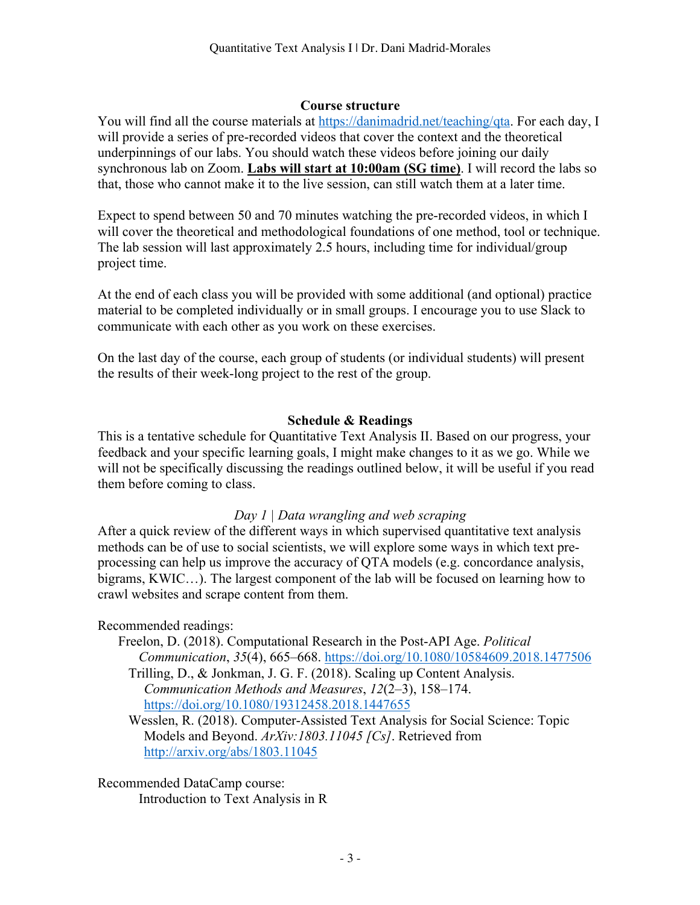## Course structure

You will find all the course materials at https://danimadrid.net/teaching/qta. For each day, I will provide a series of pre-recorded videos that cover the context and the theoretical underpinnings of our labs. You should watch these videos before joining our daily synchronous lab on Zoom. **Labs will start at 10:00am (SG time)**. I will record the labs so that, those who cannot make it to the live session, can still watch them at a later time.

Expect to spend between 50 and 70 minutes watching the pre-recorded videos, in which I will cover the theoretical and methodological foundations of one method, tool or technique. The lab session will last approximately 2.5 hours, including time for individual/group project time.

At the end of each class you will be provided with some additional (and optional) practice material to be completed individually or in small groups. I encourage you to use Slack to communicate with each other as you work on these exercises.

On the last day of the course, each group of students (or individual students) will present the results of their week-long project to the rest of the group.

## Schedule & Readings

This is a tentative schedule for Quantitative Text Analysis II. Based on our progress, your feedback and your specific learning goals, I might make changes to it as we go. While we will not be specifically discussing the readings outlined below, it will be useful if you read them before coming to class.

### *Day 1 | Data wrangling and web scraping*

After a quick review of the different ways in which supervised quantitative text analysis methods can be of use to social scientists, we will explore some ways in which text pre-processing can help us improve the accuracy of QTA models (e.g. concordance analysis, bigrams, KWIC…). The largest component of the lab will be focused on learning how to crawl websites and scrape content from them.

Recommended readings:

- Freelon, D. (2018). Computational Research in the Post-API Age. *Political Communication*, *35*(4), 665–668. https://doi.org/10.1080/10584609.2018.1477506
- Trilling, D., & Jonkman, J. G. F. (2018). Scaling up Content Analysis. *Communication Methods and Measures*, *12*(2–3), 158–174. https://doi.org/10.1080/19312458.2018.1447655
- Wesslen, R. (2018). Computer-Assisted Text Analysis for Social Science: Topic Models and Beyond. *ArXiv:1803.11045 [Cs]*. Retrieved from http://arxiv.org/abs/1803.11045

Recommended DataCamp course:

- Introduction to Text Analysis in R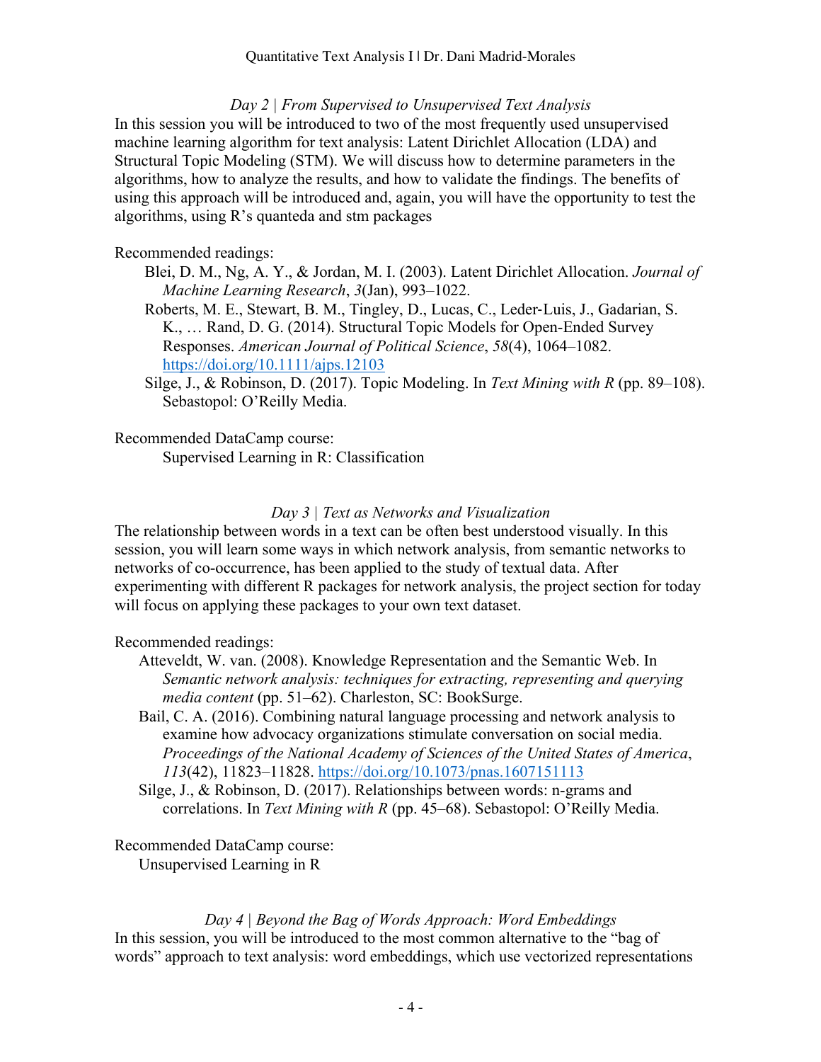### *Day 2 | From Supervised to Unsupervised Text Analysis*

In this session you will be introduced to two of the most frequently used unsupervised machine learning algorithm for text analysis: Latent Dirichlet Allocation (LDA) and Structural Topic Modeling (STM). We will discuss how to determine parameters in the algorithms, how to analyze the results, and how to validate the findings. The benefits of using this approach will be introduced and, again, you will have the opportunity to test the algorithms, using R's quanteda and stm packages

Recommended readings:

- Blei, D. M., Ng, A. Y., & Jordan, M. I. (2003). Latent Dirichlet Allocation. *Journal of Machine Learning Research*, *3*(Jan), 993–1022.
- Roberts, M. E., Stewart, B. M., Tingley, D., Lucas, C., Leder-Luis, J., Gadarian, S. K., … Rand, D. G. (2014). Structural Topic Models for Open-Ended Survey Responses. *American Journal of Political Science*, *58*(4), 1064–1082. https://doi.org/10.1111/ajps.12103
- Silge, J., & Robinson, D. (2017). Topic Modeling. In *Text Mining with R* (pp. 89–108). Sebastopol: O'Reilly Media.

Recommended DataCamp course:

Supervised Learning in R: Classification

### *Day 3 | Text as Networks and Visualization*

The relationship between words in a text can be often best understood visually. In this session, you will learn some ways in which network analysis, from semantic networks to networks of co-occurrence, has been applied to the study of textual data. After experimenting with different R packages for network analysis, the project section for today will focus on applying these packages to your own text dataset.

Recommended readings:

- Atteveldt, W. van. (2008). Knowledge Representation and the Semantic Web. In *Semantic network analysis: techniques for extracting, representing and querying media content* (pp. 51–62). Charleston, SC: BookSurge.
- Bail, C. A. (2016). Combining natural language processing and network analysis to examine how advocacy organizations stimulate conversation on social media. *Proceedings of the National Academy of Sciences of the United States of America*, *113*(42), 11823–11828. https://doi.org/10.1073/pnas.1607151113
- Silge, J., & Robinson, D. (2017). Relationships between words: n-grams and correlations. In *Text Mining with R* (pp. 45–68). Sebastopol: O'Reilly Media.

Recommended DataCamp course:

Unsupervised Learning in R

### *Day 4 | Beyond the Bag of Words Approach: Word Embeddings*

In this session, you will be introduced to the most common alternative to the "bag of words" approach to text analysis: word embeddings, which use vectorized representations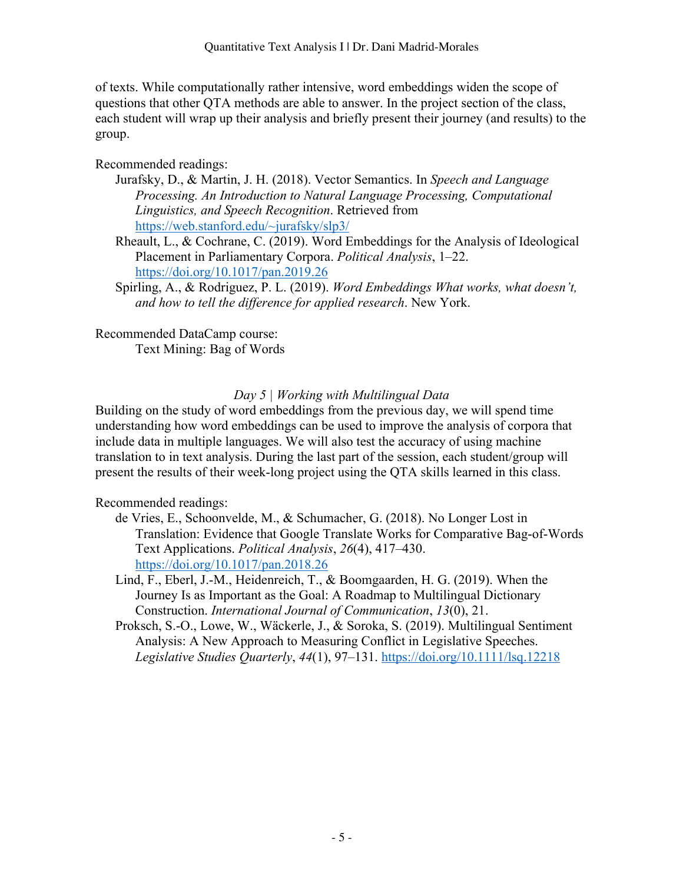of texts. While computationally rather intensive, word embeddings widen the scope of questions that other QTA methods are able to answer. In the project section of the class, each student will wrap up their analysis and briefly present their journey (and results) to the group.

Recommended readings:

Jurafsky, D., & Martin, J. H. (2018). Vector Semantics. In *Speech and Language Processing. An Introduction to Natural Language Processing, Computational Linguistics, and Speech Recognition*. Retrieved from https://web.stanford.edu/~jurafsky/slp3/

Rheault, L., & Cochrane, C. (2019). Word Embeddings for the Analysis of Ideological Placement in Parliamentary Corpora. *Political Analysis*, 1–22. https://doi.org/10.1017/pan.2019.26

Spirling, A., & Rodriguez, P. L. (2019). *Word Embeddings What works, what doesn't, and how to tell the difference for applied research*. New York.

Recommended DataCamp course:

Text Mining: Bag of Words

### *Day 5 | Working with Multilingual Data*

Building on the study of word embeddings from the previous day, we will spend time understanding how word embeddings can be used to improve the analysis of corpora that include data in multiple languages. We will also test the accuracy of using machine translation to in text analysis. During the last part of the session, each student/group will present the results of their week-long project using the QTA skills learned in this class.

Recommended readings:

de Vries, E., Schoonvelde, M., & Schumacher, G. (2018). No Longer Lost in Translation: Evidence that Google Translate Works for Comparative Bag-of-Words Text Applications. *Political Analysis*, *26*(4), 417–430. https://doi.org/10.1017/pan.2018.26

Lind, F., Eberl, J.-M., Heidenreich, T., & Boomgaarden, H. G. (2019). When the Journey Is as Important as the Goal: A Roadmap to Multilingual Dictionary Construction. *International Journal of Communication*, *13*(0), 21.

Proksch, S.-O., Lowe, W., Wäckerle, J., & Soroka, S. (2019). Multilingual Sentiment Analysis: A New Approach to Measuring Conflict in Legislative Speeches. *Legislative Studies Quarterly*, *44*(1), 97–131. https://doi.org/10.1111/lsq.12218